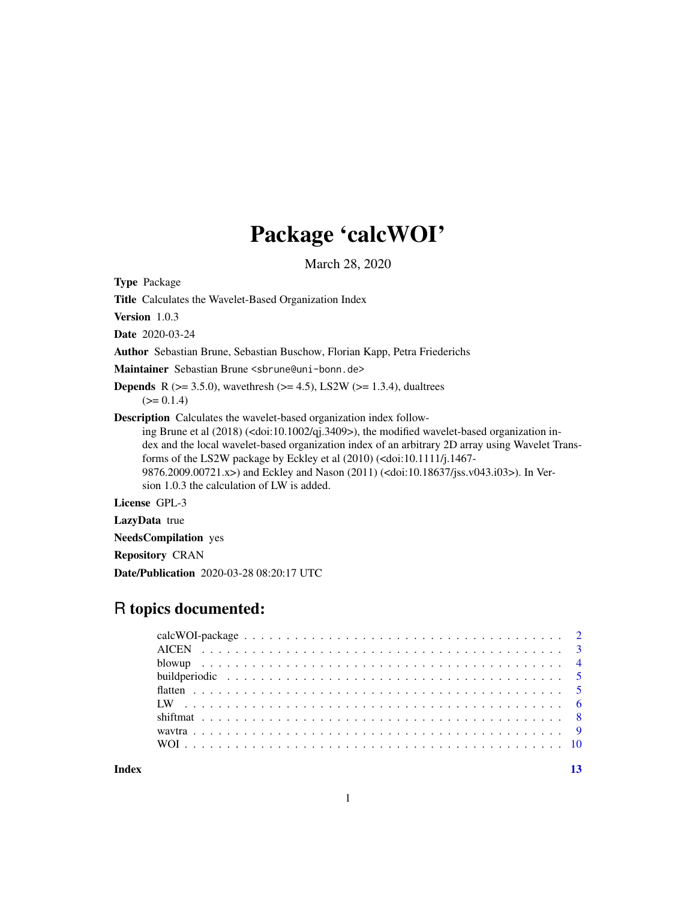# Package 'calcWOI'

March 28, 2020

**Type** Package

**Title** Calculates the Wavelet-Based Organization Index

**Version** 1.0.3

**Date** 2020-03-24

**Author** Sebastian Brune, Sebastian Buschow, Florian Kapp, Petra Friederichs

**Maintainer** Sebastian Brune <sbrune@uni-bonn.de>

**Depends** R (>= 3.5.0), wavethresh (>= 4.5), LS2W (>= 1.3.4), dualtrees (>= 0.1.4)

**Description** Calculates the wavelet-based organization index following Brune et al (2018) (<doi:10.1002/qj.3409>), the modified wavelet-based organization index and the local wavelet-based organization index of an arbitrary 2D array using Wavelet Transforms of the LS2W package by Eckley et al (2010) (<doi:10.1111/j.1467-9876.2009.00721.x>) and Eckley and Nason (2011) (<doi:10.18637/jss.v043.i03>). In Version 1.0.3 the calculation of LW is added.

**License** GPL-3

**LazyData** true

**NeedsCompilation** yes

**Repository** CRAN

**Date/Publication** 2020-03-28 08:20:17 UTC

## R topics documented:

| | |
|---|---|
| calcWOI-package | 2 |
| AICEN | 3 |
| blowup | 4 |
| buildperiodic | 5 |
| flatten | 5 |
| LW | 6 |
| shiftmat | 8 |
| wavtra | 9 |
| WOI | 10 |
| **Index** | **13** |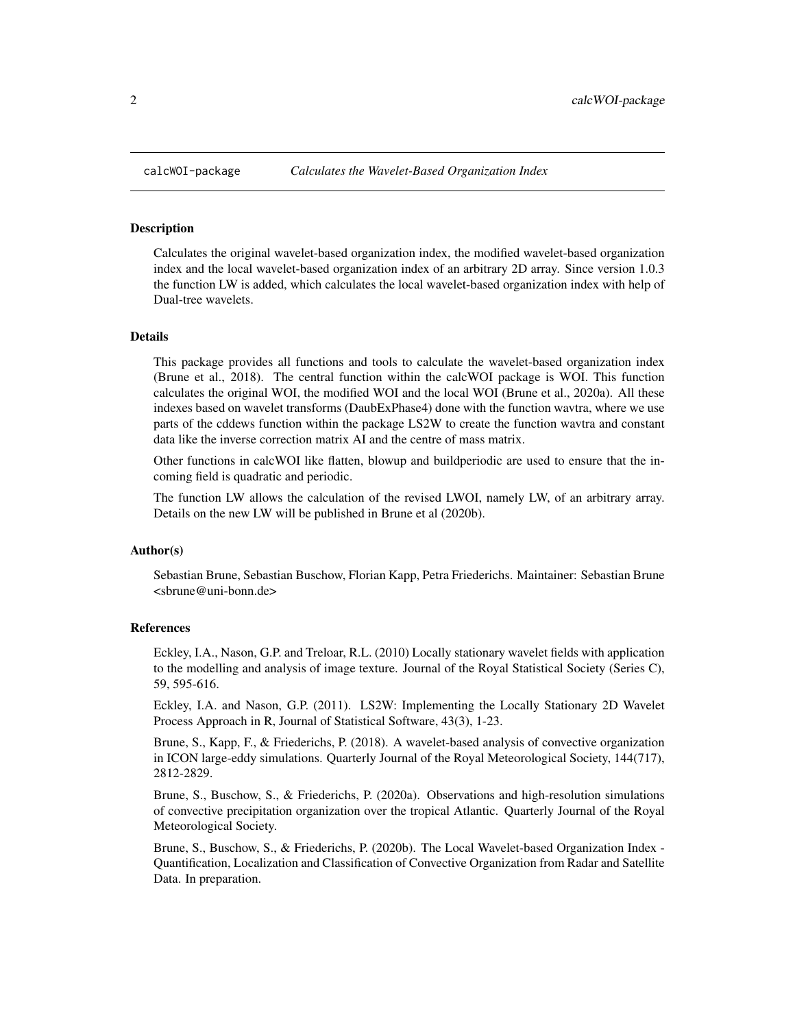calcWOI-package *Calculates the Wavelet-Based Organization Index*

### Description

Calculates the original wavelet-based organization index, the modified wavelet-based organization index and the local wavelet-based organization index of an arbitrary 2D array. Since version 1.0.3 the function LW is added, which calculates the local wavelet-based organization index with help of Dual-tree wavelets.

### Details

This package provides all functions and tools to calculate the wavelet-based organization index (Brune et al., 2018). The central function within the calcWOI package is WOI. This function calculates the original WOI, the modified WOI and the local WOI (Brune et al., 2020a). All these indexes based on wavelet transforms (DaubExPhase4) done with the function wavtra, where we use parts of the cddews function within the package LS2W to create the function wavtra and constant data like the inverse correction matrix AI and the centre of mass matrix.

Other functions in calcWOI like flatten, blowup and buildperiodic are used to ensure that the incoming field is quadratic and periodic.

The function LW allows the calculation of the revised LWOI, namely LW, of an arbitrary array. Details on the new LW will be published in Brune et al (2020b).

### Author(s)

Sebastian Brune, Sebastian Buschow, Florian Kapp, Petra Friederichs. Maintainer: Sebastian Brune <sbrune@uni-bonn.de>

### References

Eckley, I.A., Nason, G.P. and Treloar, R.L. (2010) Locally stationary wavelet fields with application to the modelling and analysis of image texture. Journal of the Royal Statistical Society (Series C), 59, 595-616.

Eckley, I.A. and Nason, G.P. (2011). LS2W: Implementing the Locally Stationary 2D Wavelet Process Approach in R, Journal of Statistical Software, 43(3), 1-23.

Brune, S., Kapp, F., & Friederichs, P. (2018). A wavelet-based analysis of convective organization in ICON large-eddy simulations. Quarterly Journal of the Royal Meteorological Society, 144(717), 2812-2829.

Brune, S., Buschow, S., & Friederichs, P. (2020a). Observations and high-resolution simulations of convective precipitation organization over the tropical Atlantic. Quarterly Journal of the Royal Meteorological Society.

Brune, S., Buschow, S., & Friederichs, P. (2020b). The Local Wavelet-based Organization Index - Quantification, Localization and Classification of Convective Organization from Radar and Satellite Data. In preparation.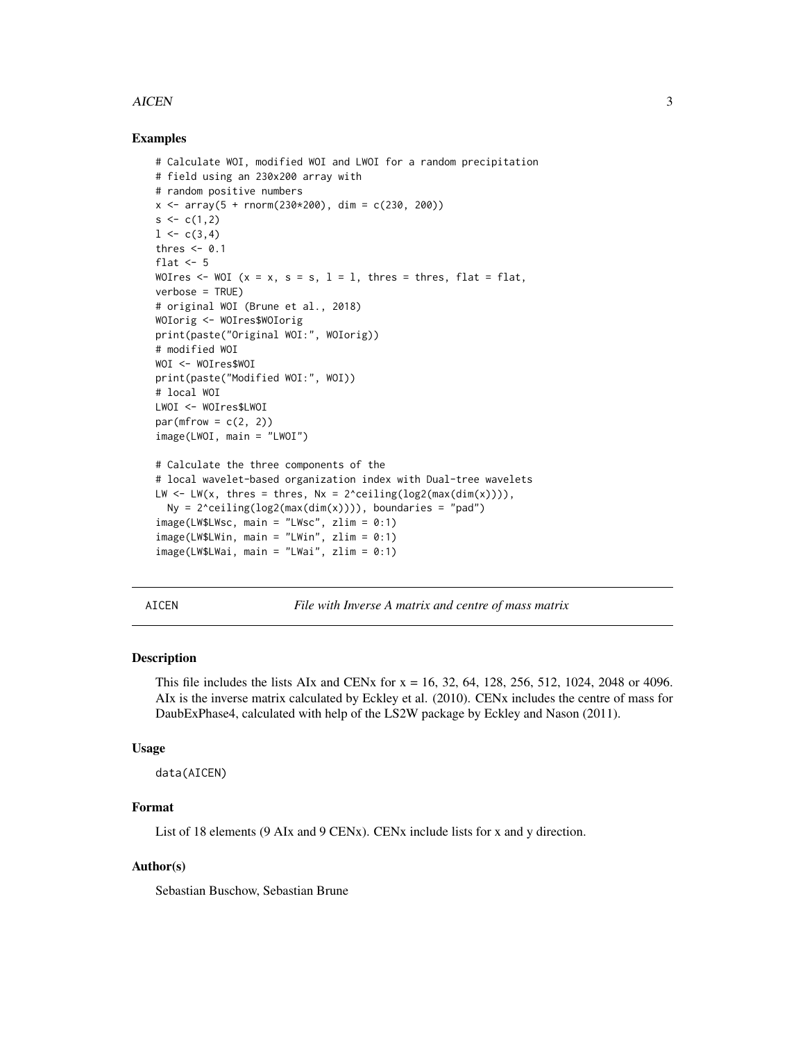## Examples

```
# Calculate WOI, modified WOI and LWOI for a random precipitation
# field using an 230x200 array with
# random positive numbers
x <- array(5 + rnorm(230*200), dim = c(230, 200))
s <- c(1,2)
l <- c(3,4)
thres <- 0.1
flat <- 5
WOIres <- WOI (x = x, s = s, l = l, thres = thres, flat = flat,
verbose = TRUE)
# original WOI (Brune et al., 2018)
WOIorig <- WOIres$WOIorig
print(paste("Original WOI:", WOIorig))
# modified WOI
WOI <- WOIres$WOI
print(paste("Modified WOI:", WOI))
# local WOI
LWOI <- WOIres$LWOI
par(mfrow = c(2, 2))
image(LWOI, main = "LWOI")

# Calculate the three components of the
# local wavelet-based organization index with Dual-tree wavelets
LW <- LW(x, thres = thres, Nx = 2^ceiling(log2(max(dim(x)))),
  Ny = 2^ceiling(log2(max(dim(x)))), boundaries = "pad")
image(LW$LWsc, main = "LWsc", zlim = 0:1)
image(LW$LWin, main = "LWin", zlim = 0:1)
image(LW$LWai, main = "LWai", zlim = 0:1)
```

---

# AICEN — *File with Inverse A matrix and centre of mass matrix*

## Description

This file includes the lists AIx and CENx for x = 16, 32, 64, 128, 256, 512, 1024, 2048 or 4096. AIx is the inverse matrix calculated by Eckley et al. (2010). CENx includes the centre of mass for DaubExPhase4, calculated with help of the LS2W package by Eckley and Nason (2011).

## Usage

```
data(AICEN)
```

## Format

List of 18 elements (9 AIx and 9 CENx). CENx include lists for x and y direction.

## Author(s)

Sebastian Buschow, Sebastian Brune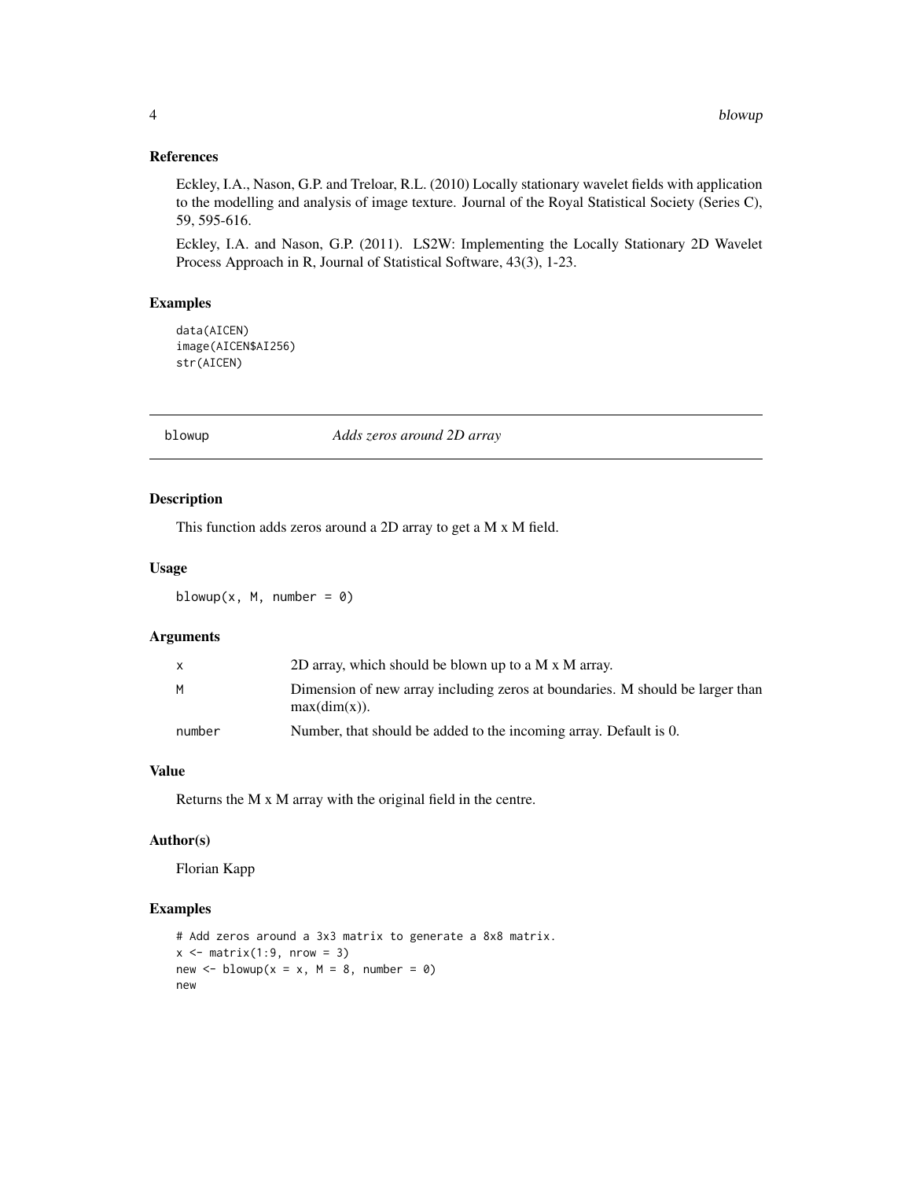### References

Eckley, I.A., Nason, G.P. and Treloar, R.L. (2010) Locally stationary wavelet fields with application to the modelling and analysis of image texture. Journal of the Royal Statistical Society (Series C), 59, 595-616.

Eckley, I.A. and Nason, G.P. (2011). LS2W: Implementing the Locally Stationary 2D Wavelet Process Approach in R, Journal of Statistical Software, 43(3), 1-23.

### Examples

```
data(AICEN)
image(AICEN$AI256)
str(AICEN)
```

---

## blowup — *Adds zeros around 2D array*

### Description

This function adds zeros around a 2D array to get a M x M field.

### Usage

```
blowup(x, M, number = 0)
```

### Arguments

| | |
|---|---|
| x | 2D array, which should be blown up to a M x M array. |
| M | Dimension of new array including zeros at boundaries. M should be larger than max(dim(x)). |
| number | Number, that should be added to the incoming array. Default is 0. |

### Value

Returns the M x M array with the original field in the centre.

### Author(s)

Florian Kapp

### Examples

```
# Add zeros around a 3x3 matrix to generate a 8x8 matrix.
x <- matrix(1:9, nrow = 3)
new <- blowup(x = x, M = 8, number = 0)
new
```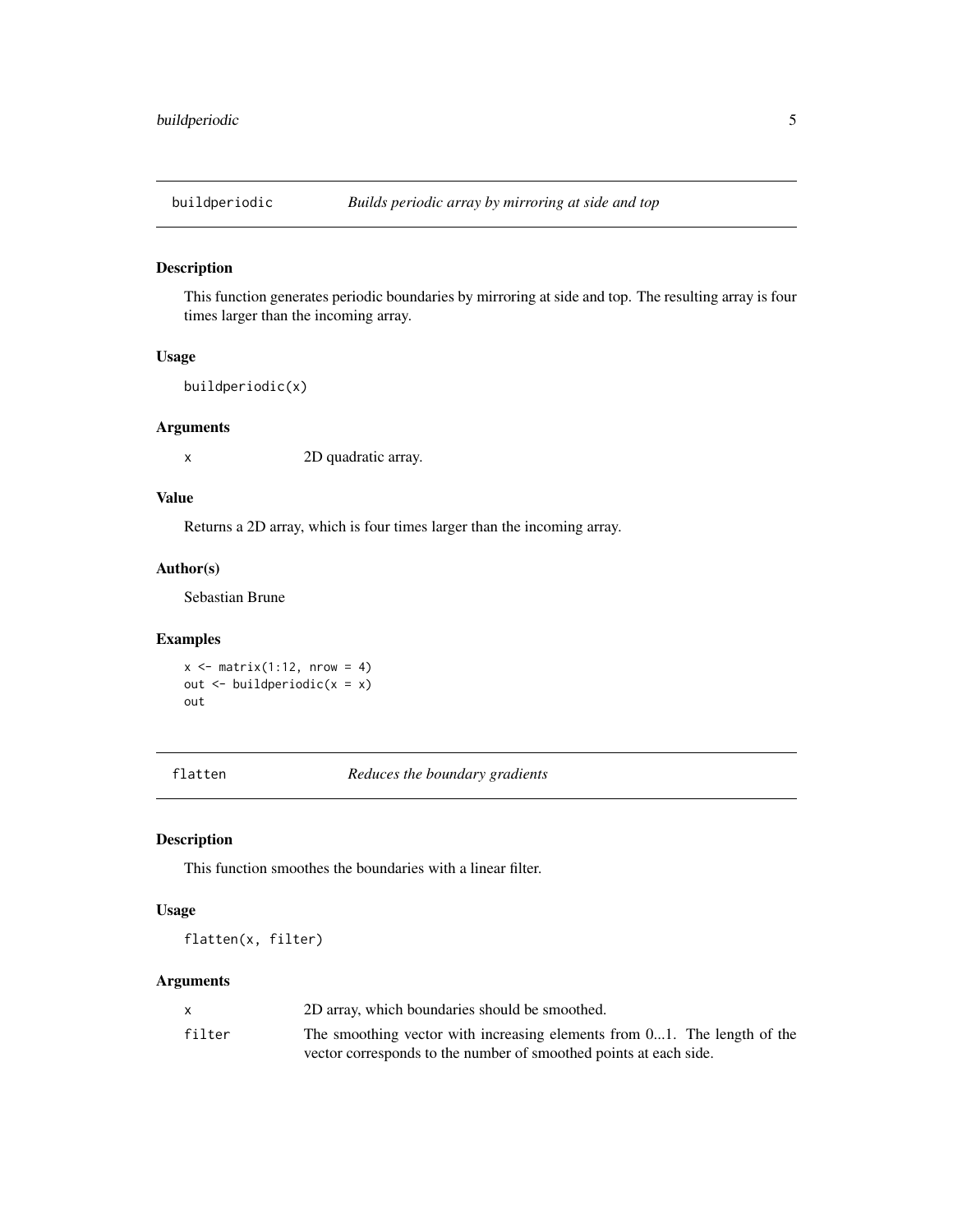## buildperiodic — *Builds periodic array by mirroring at side and top*

### Description

This function generates periodic boundaries by mirroring at side and top. The resulting array is four times larger than the incoming array.

### Usage

```
buildperiodic(x)
```

### Arguments

| | |
|---|---|
| x | 2D quadratic array. |

### Value

Returns a 2D array, which is four times larger than the incoming array.

### Author(s)

Sebastian Brune

### Examples

```
x <- matrix(1:12, nrow = 4)
out <- buildperiodic(x = x)
out
```

## flatten — *Reduces the boundary gradients*

### Description

This function smoothes the boundaries with a linear filter.

### Usage

```
flatten(x, filter)
```

### Arguments

| | |
|---|---|
| x | 2D array, which boundaries should be smoothed. |
| filter | The smoothing vector with increasing elements from 0...1. The length of the vector corresponds to the number of smoothed points at each side. |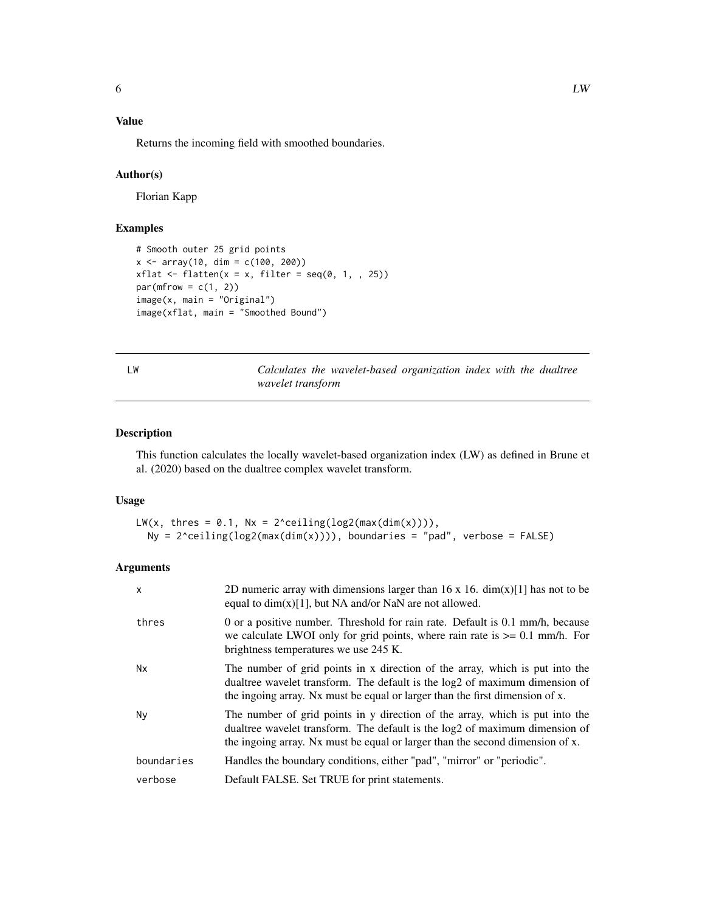### Value

Returns the incoming field with smoothed boundaries.

### Author(s)

Florian Kapp

### Examples

```
# Smooth outer 25 grid points
x <- array(10, dim = c(100, 200))
xflat <- flatten(x = x, filter = seq(0, 1, , 25))
par(mfrow = c(1, 2))
image(x, main = "Original")
image(xflat, main = "Smoothed Bound")
```

---

## LW — *Calculates the wavelet-based organization index with the dualtree wavelet transform*

---

### Description

This function calculates the locally wavelet-based organization index (LW) as defined in Brune et al. (2020) based on the dualtree complex wavelet transform.

### Usage

```
LW(x, thres = 0.1, Nx = 2^ceiling(log2(max(dim(x)))),
  Ny = 2^ceiling(log2(max(dim(x)))), boundaries = "pad", verbose = FALSE)
```

### Arguments

| | |
|---|---|
| x | 2D numeric array with dimensions larger than 16 x 16. dim(x)[1] has not to be equal to dim(x)[1], but NA and/or NaN are not allowed. |
| thres | 0 or a positive number. Threshold for rain rate. Default is 0.1 mm/h, because we calculate LWOI only for grid points, where rain rate is >= 0.1 mm/h. For brightness temperatures we use 245 K. |
| Nx | The number of grid points in x direction of the array, which is put into the dualtree wavelet transform. The default is the log2 of maximum dimension of the ingoing array. Nx must be equal or larger than the first dimension of x. |
| Ny | The number of grid points in y direction of the array, which is put into the dualtree wavelet transform. The default is the log2 of maximum dimension of the ingoing array. Nx must be equal or larger than the second dimension of x. |
| boundaries | Handles the boundary conditions, either "pad", "mirror" or "periodic". |
| verbose | Default FALSE. Set TRUE for print statements. |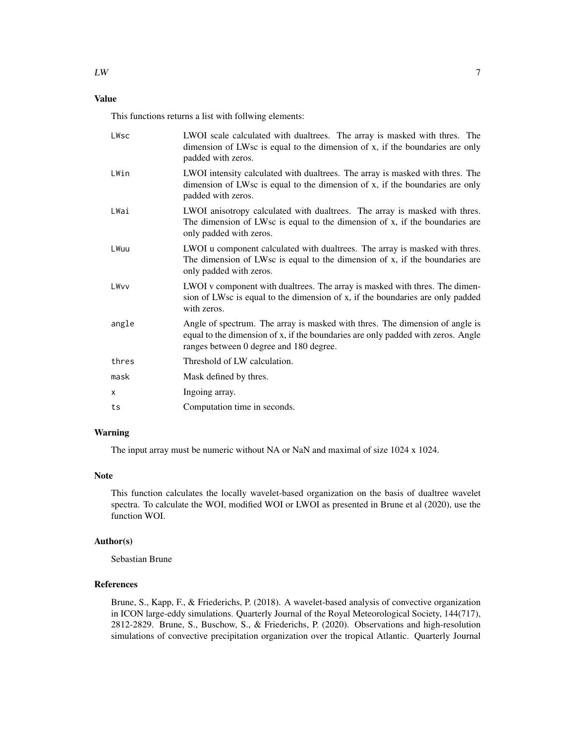### Value

This functions returns a list with follwing elements:

- `LWsc` — LWOI scale calculated with dualtrees. The array is masked with thres. The dimension of LWsc is equal to the dimension of x, if the boundaries are only padded with zeros.
- `LWin` — LWOI intensity calculated with dualtrees. The array is masked with thres. The dimension of LWsc is equal to the dimension of x, if the boundaries are only padded with zeros.
- `LWai` — LWOI anisotropy calculated with dualtrees. The array is masked with thres. The dimension of LWsc is equal to the dimension of x, if the boundaries are only padded with zeros.
- `LWuu` — LWOI u component calculated with dualtrees. The array is masked with thres. The dimension of LWsc is equal to the dimension of x, if the boundaries are only padded with zeros.
- `LWvv` — LWOI v component with dualtrees. The array is masked with thres. The dimension of LWsc is equal to the dimension of x, if the boundaries are only padded with zeros.
- `angle` — Angle of spectrum. The array is masked with thres. The dimension of angle is equal to the dimension of x, if the boundaries are only padded with zeros. Angle ranges between 0 degree and 180 degree.
- `thres` — Threshold of LW calculation.
- `mask` — Mask defined by thres.
- `x` — Ingoing array.
- `ts` — Computation time in seconds.

### Warning

The input array must be numeric without NA or NaN and maximal of size 1024 x 1024.

### Note

This function calculates the locally wavelet-based organization on the basis of dualtree wavelet spectra. To calculate the WOI, modified WOI or LWOI as presented in Brune et al (2020), use the function WOI.

### Author(s)

Sebastian Brune

### References

Brune, S., Kapp, F., & Friederichs, P. (2018). A wavelet-based analysis of convective organization in ICON large-eddy simulations. Quarterly Journal of the Royal Meteorological Society, 144(717), 2812-2829. Brune, S., Buschow, S., & Friederichs, P. (2020). Observations and high-resolution simulations of convective precipitation organization over the tropical Atlantic. Quarterly Journal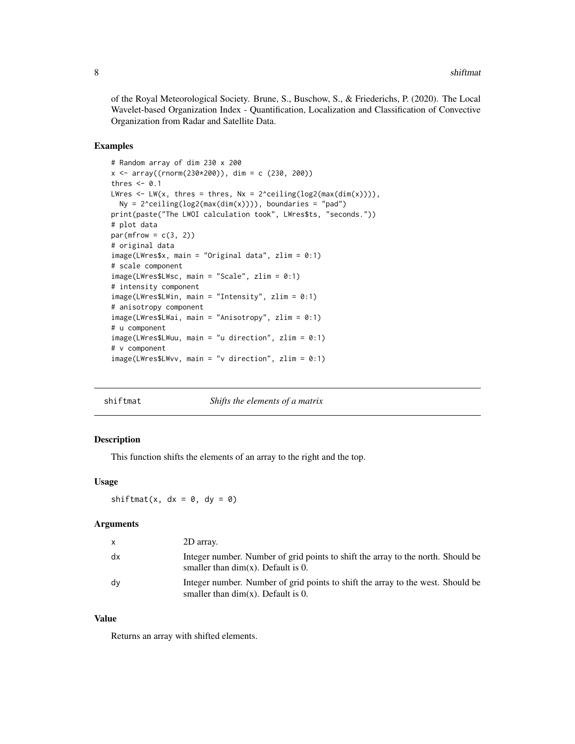of the Royal Meteorological Society. Brune, S., Buschow, S., & Friederichs, P. (2020). The Local Wavelet-based Organization Index - Quantification, Localization and Classification of Convective Organization from Radar and Satellite Data.

### Examples

```
# Random array of dim 230 x 200
x <- array((rnorm(230*200)), dim = c (230, 200))
thres <- 0.1
LWres <- LW(x, thres = thres, Nx = 2^ceiling(log2(max(dim(x)))),
  Ny = 2^ceiling(log2(max(dim(x)))), boundaries = "pad")
print(paste("The LWOI calculation took", LWres$ts, "seconds."))
# plot data
par(mfrow = c(3, 2))
# original data
image(LWres$x, main = "Original data", zlim = 0:1)
# scale component
image(LWres$LWsc, main = "Scale", zlim = 0:1)
# intensity component
image(LWres$LWin, main = "Intensity", zlim = 0:1)
# anisotropy component
image(LWres$LWai, main = "Anisotropy", zlim = 0:1)
# u component
image(LWres$LWuu, main = "u direction", zlim = 0:1)
# v component
image(LWres$LWvv, main = "v direction", zlim = 0:1)
```

---

## shiftmat — *Shifts the elements of a matrix*

### Description

This function shifts the elements of an array to the right and the top.

### Usage

```
shiftmat(x, dx = 0, dy = 0)
```

### Arguments

| | |
|---|---|
| x | 2D array. |
| dx | Integer number. Number of grid points to shift the array to the north. Should be smaller than dim(x). Default is 0. |
| dy | Integer number. Number of grid points to shift the array to the west. Should be smaller than dim(x). Default is 0. |

### Value

Returns an array with shifted elements.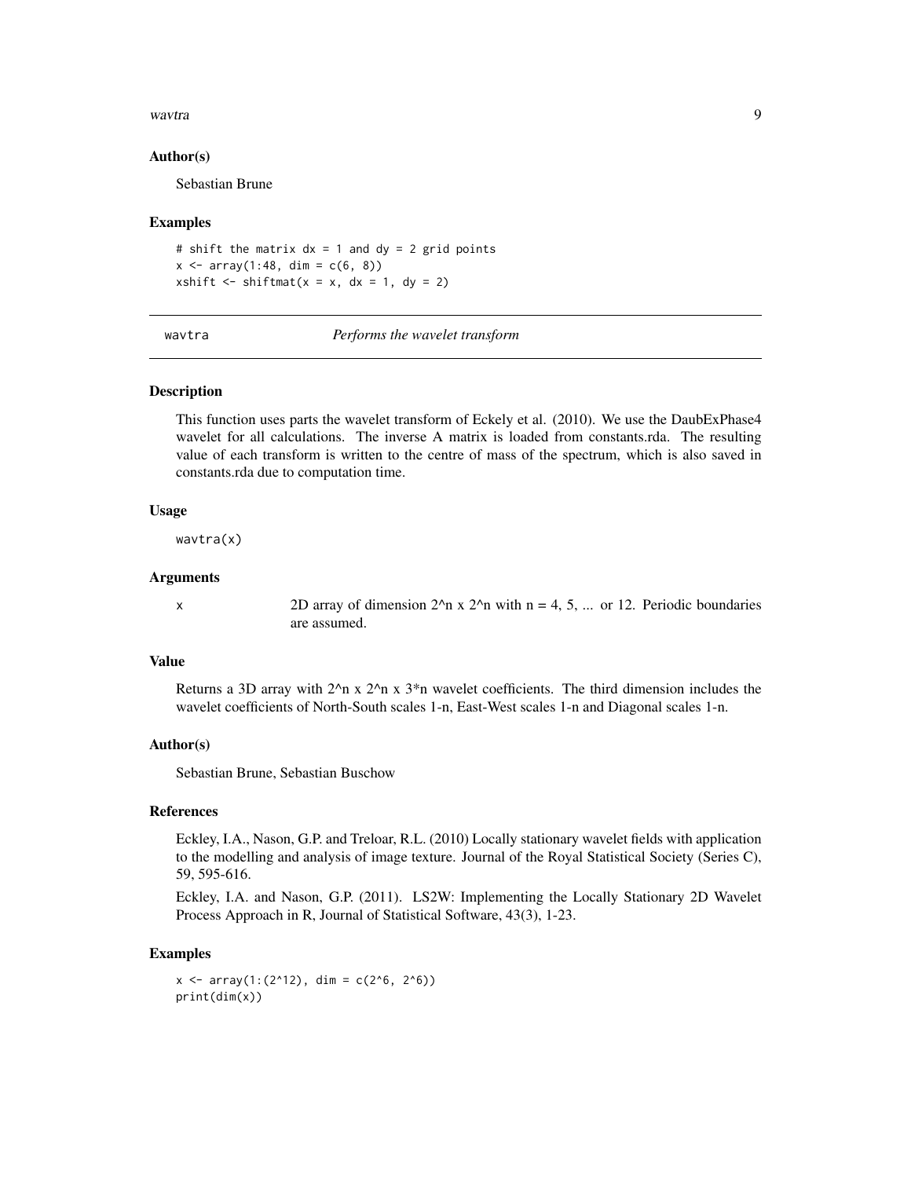### Author(s)

Sebastian Brune

### Examples

```
# shift the matrix dx = 1 and dy = 2 grid points
x <- array(1:48, dim = c(6, 8))
xshift <- shiftmat(x = x, dx = 1, dy = 2)
```

---

## wavtra — *Performs the wavelet transform*

---

### Description

This function uses parts the wavelet transform of Eckely et al. (2010). We use the DaubExPhase4 wavelet for all calculations. The inverse A matrix is loaded from constants.rda. The resulting value of each transform is written to the centre of mass of the spectrum, which is also saved in constants.rda due to computation time.

### Usage

```
wavtra(x)
```

### Arguments

| | |
|---|---|
| x | 2D array of dimension 2^n x 2^n with n = 4, 5, ... or 12. Periodic boundaries are assumed. |

### Value

Returns a 3D array with 2^n x 2^n x 3*n wavelet coefficients. The third dimension includes the wavelet coefficients of North-South scales 1-n, East-West scales 1-n and Diagonal scales 1-n.

### Author(s)

Sebastian Brune, Sebastian Buschow

### References

Eckley, I.A., Nason, G.P. and Treloar, R.L. (2010) Locally stationary wavelet fields with application to the modelling and analysis of image texture. Journal of the Royal Statistical Society (Series C), 59, 595-616.

Eckley, I.A. and Nason, G.P. (2011). LS2W: Implementing the Locally Stationary 2D Wavelet Process Approach in R, Journal of Statistical Software, 43(3), 1-23.

### Examples

```
x <- array(1:(2^12), dim = c(2^6, 2^6))
print(dim(x))
```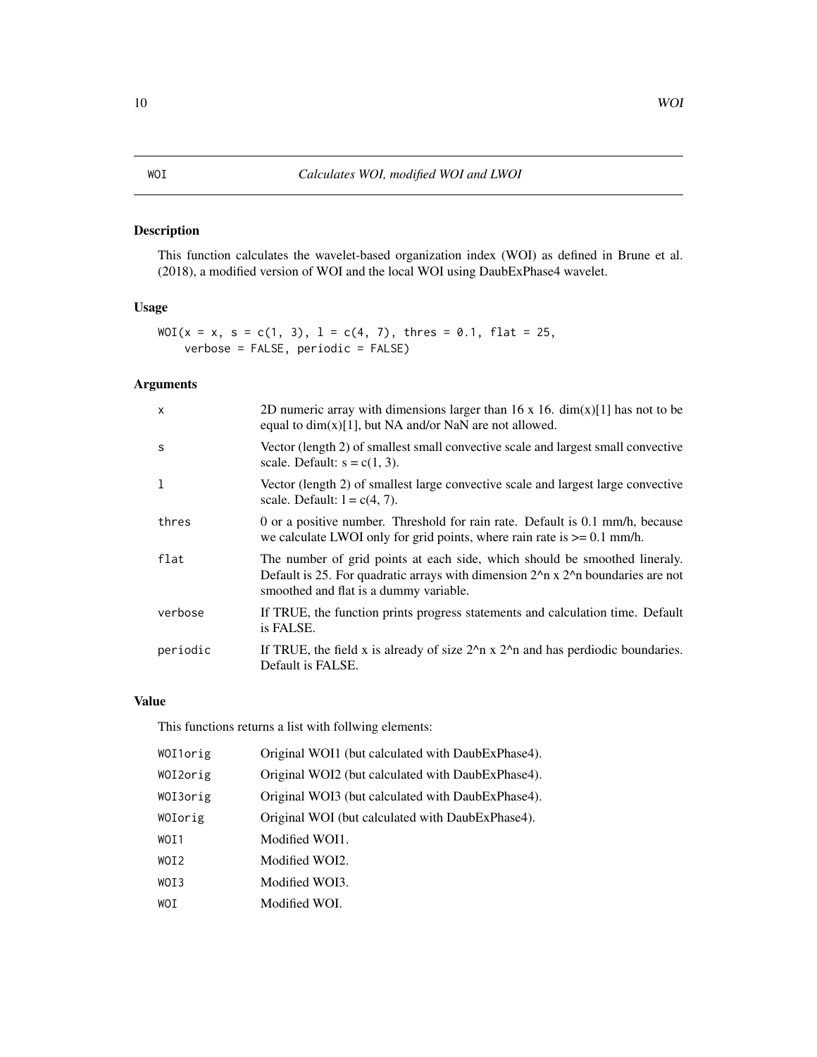# WOI — *Calculates WOI, modified WOI and LWOI*

## Description

This function calculates the wavelet-based organization index (WOI) as defined in Brune et al. (2018), a modified version of WOI and the local WOI using DaubExPhase4 wavelet.

## Usage

```
WOI(x = x, s = c(1, 3), l = c(4, 7), thres = 0.1, flat = 25,
    verbose = FALSE, periodic = FALSE)
```

## Arguments

| | |
|---|---|
| x | 2D numeric array with dimensions larger than 16 x 16. dim(x)[1] has not to be equal to dim(x)[1], but NA and/or NaN are not allowed. |
| s | Vector (length 2) of smallest small convective scale and largest small convective scale. Default: s = c(1, 3). |
| l | Vector (length 2) of smallest large convective scale and largest large convective scale. Default: l = c(4, 7). |
| thres | 0 or a positive number. Threshold for rain rate. Default is 0.1 mm/h, because we calculate LWOI only for grid points, where rain rate is >= 0.1 mm/h. |
| flat | The number of grid points at each side, which should be smoothed lineraly. Default is 25. For quadratic arrays with dimension 2^n x 2^n boundaries are not smoothed and flat is a dummy variable. |
| verbose | If TRUE, the function prints progress statements and calculation time. Default is FALSE. |
| periodic | If TRUE, the field x is already of size 2^n x 2^n and has perdiodic boundaries. Default is FALSE. |

## Value

This functions returns a list with follwing elements:

| | |
|---|---|
| WOI1orig | Original WOI1 (but calculated with DaubExPhase4). |
| WOI2orig | Original WOI2 (but calculated with DaubExPhase4). |
| WOI3orig | Original WOI3 (but calculated with DaubExPhase4). |
| WOIorig | Original WOI (but calculated with DaubExPhase4). |
| WOI1 | Modified WOI1. |
| WOI2 | Modified WOI2. |
| WOI3 | Modified WOI3. |
| WOI | Modified WOI. |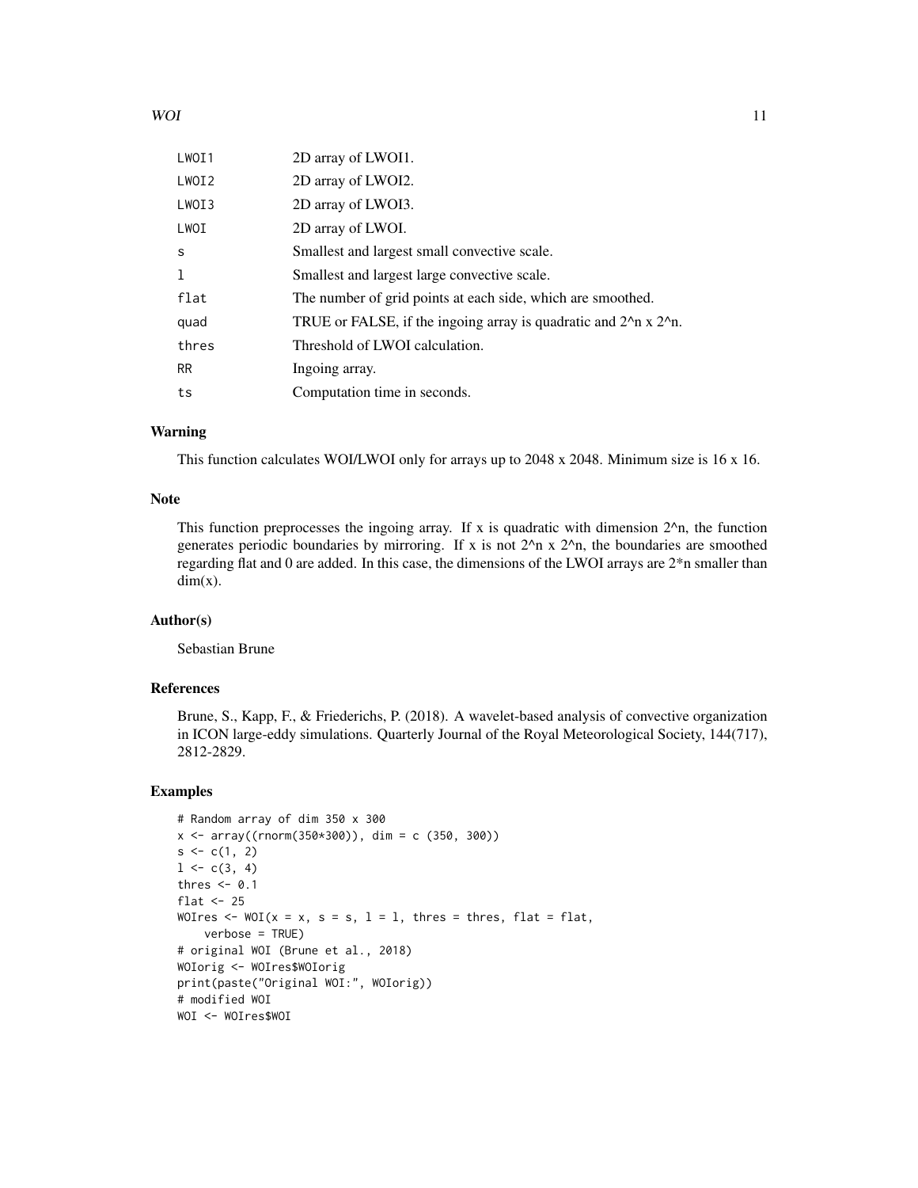| | |
|---|---|
| LWOI1 | 2D array of LWOI1. |
| LWOI2 | 2D array of LWOI2. |
| LWOI3 | 2D array of LWOI3. |
| LWOI | 2D array of LWOI. |
| s | Smallest and largest small convective scale. |
| l | Smallest and largest large convective scale. |
| flat | The number of grid points at each side, which are smoothed. |
| quad | TRUE or FALSE, if the ingoing array is quadratic and 2^n x 2^n. |
| thres | Threshold of LWOI calculation. |
| RR | Ingoing array. |
| ts | Computation time in seconds. |

### Warning

This function calculates WOI/LWOI only for arrays up to 2048 x 2048. Minimum size is 16 x 16.

### Note

This function preprocesses the ingoing array. If x is quadratic with dimension 2^n, the function generates periodic boundaries by mirroring. If x is not 2^n x 2^n, the boundaries are smoothed regarding flat and 0 are added. In this case, the dimensions of the LWOI arrays are 2*n smaller than dim(x).

### Author(s)

Sebastian Brune

### References

Brune, S., Kapp, F., & Friederichs, P. (2018). A wavelet-based analysis of convective organization in ICON large-eddy simulations. Quarterly Journal of the Royal Meteorological Society, 144(717), 2812-2829.

### Examples

```
# Random array of dim 350 x 300
x <- array((rnorm(350*300)), dim = c (350, 300))
s <- c(1, 2)
l <- c(3, 4)
thres <- 0.1
flat <- 25
WOIres <- WOI(x = x, s = s, l = l, thres = thres, flat = flat,
    verbose = TRUE)
# original WOI (Brune et al., 2018)
WOIorig <- WOIres$WOIorig
print(paste("Original WOI:", WOIorig))
# modified WOI
WOI <- WOIres$WOI
```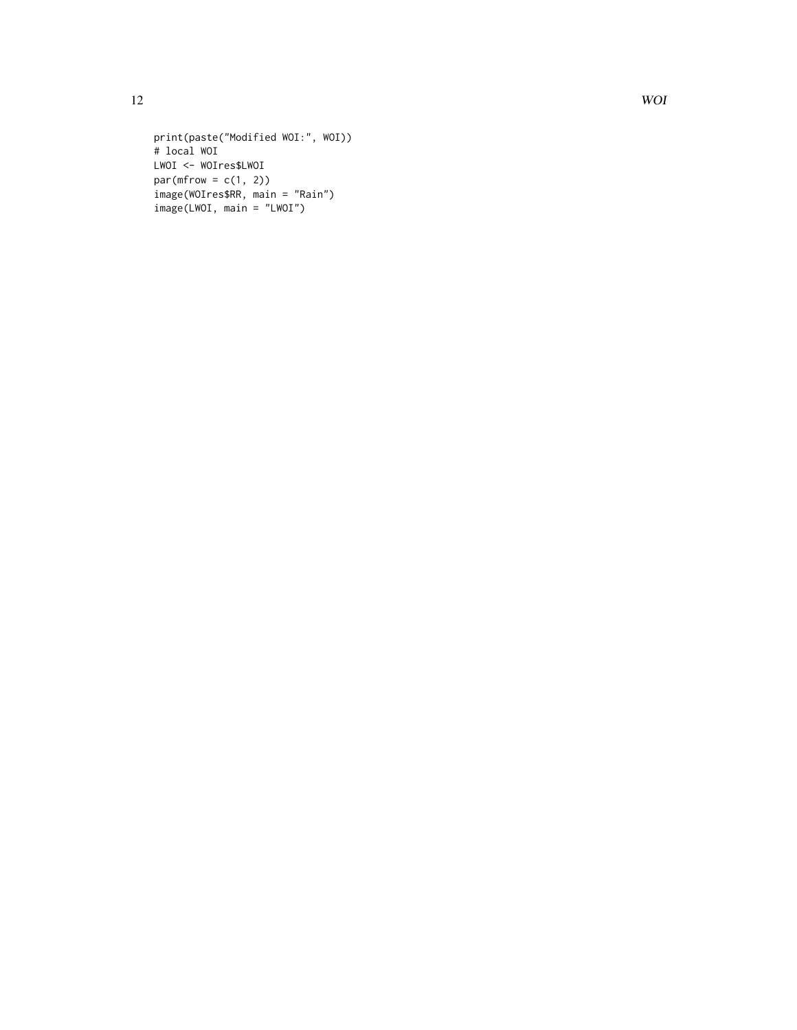```
print(paste("Modified WOI:", WOI))
# local WOI
LWOI <- WOIres$LWOI
par(mfrow = c(1, 2))
image(WOIres$RR, main = "Rain")
image(LWOI, main = "LWOI")
```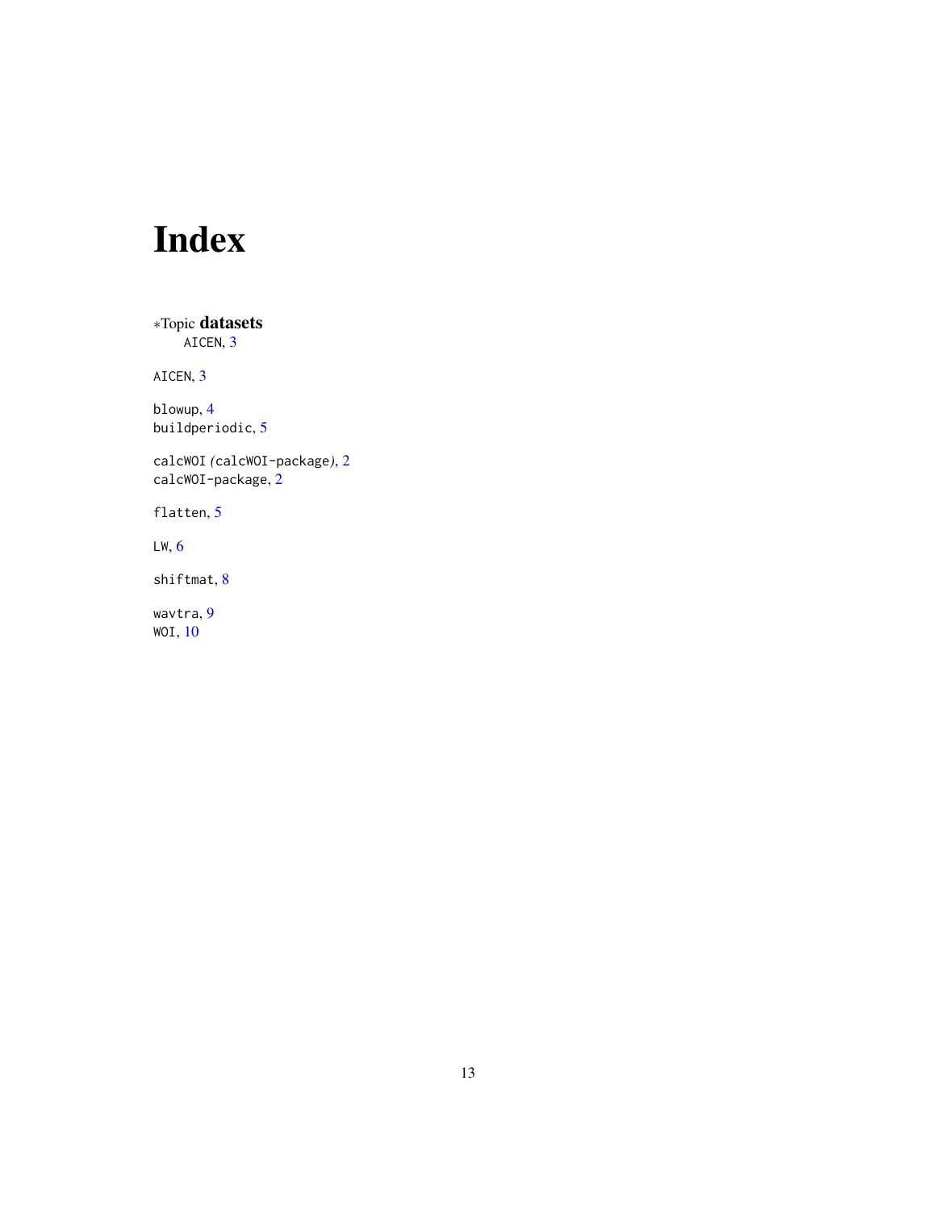# Index

∗Topic **datasets**
  AICEN, 3

AICEN, 3

blowup, 4
buildperiodic, 5

calcWOI (calcWOI-package), 2
calcWOI-package, 2

flatten, 5

LW, 6

shiftmat, 8

wavtra, 9
WOI, 10